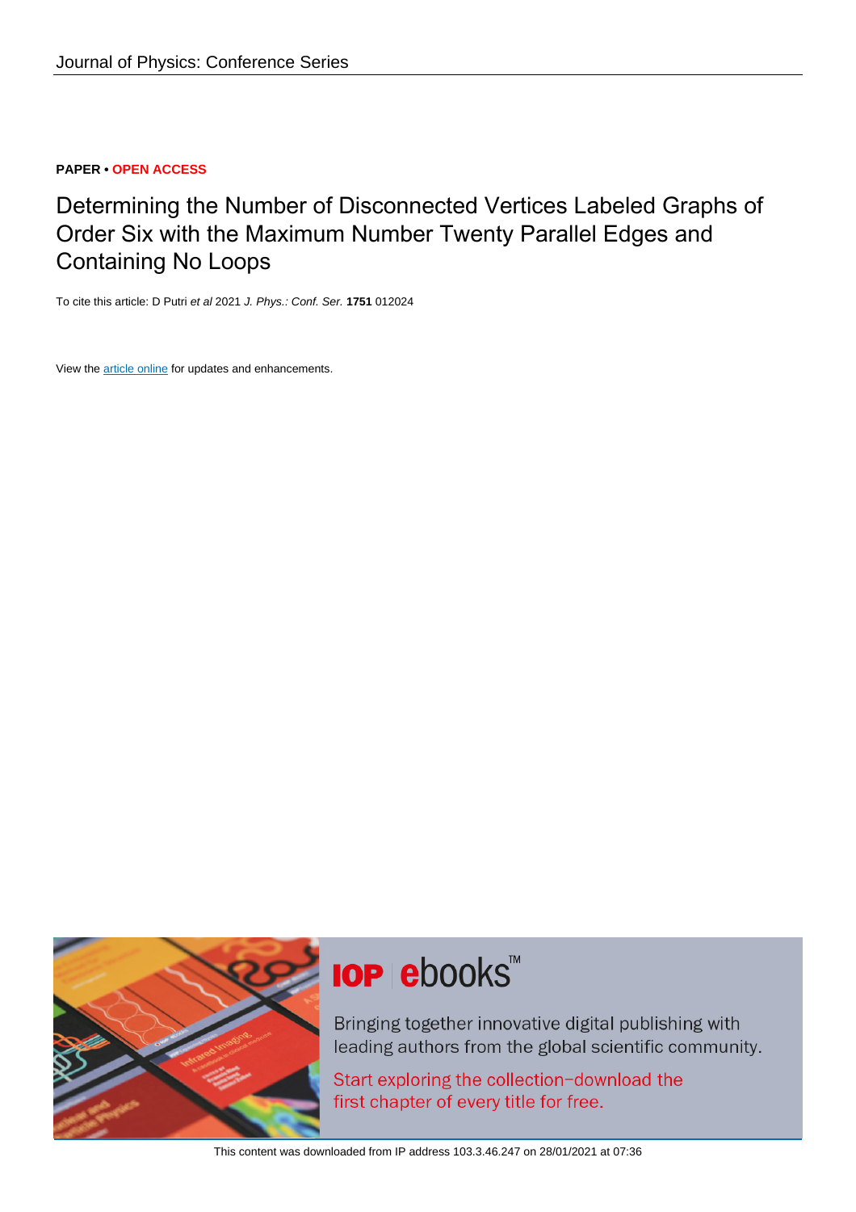Journal of Physics: Conference Series

**PAPER • OPEN ACCESS**

# Determining the Number of Disconnected Vertices Labeled Graphs of Order Six with the Maximum Number Twenty Parallel Edges and Containing No Loops

To cite this article: D Putri *et al* 2021 *J. Phys.: Conf. Ser.* **1751** 012024

View the article online for updates and enhancements.

This content was downloaded from IP address 103.3.46.247 on 28/01/2021 at 07:36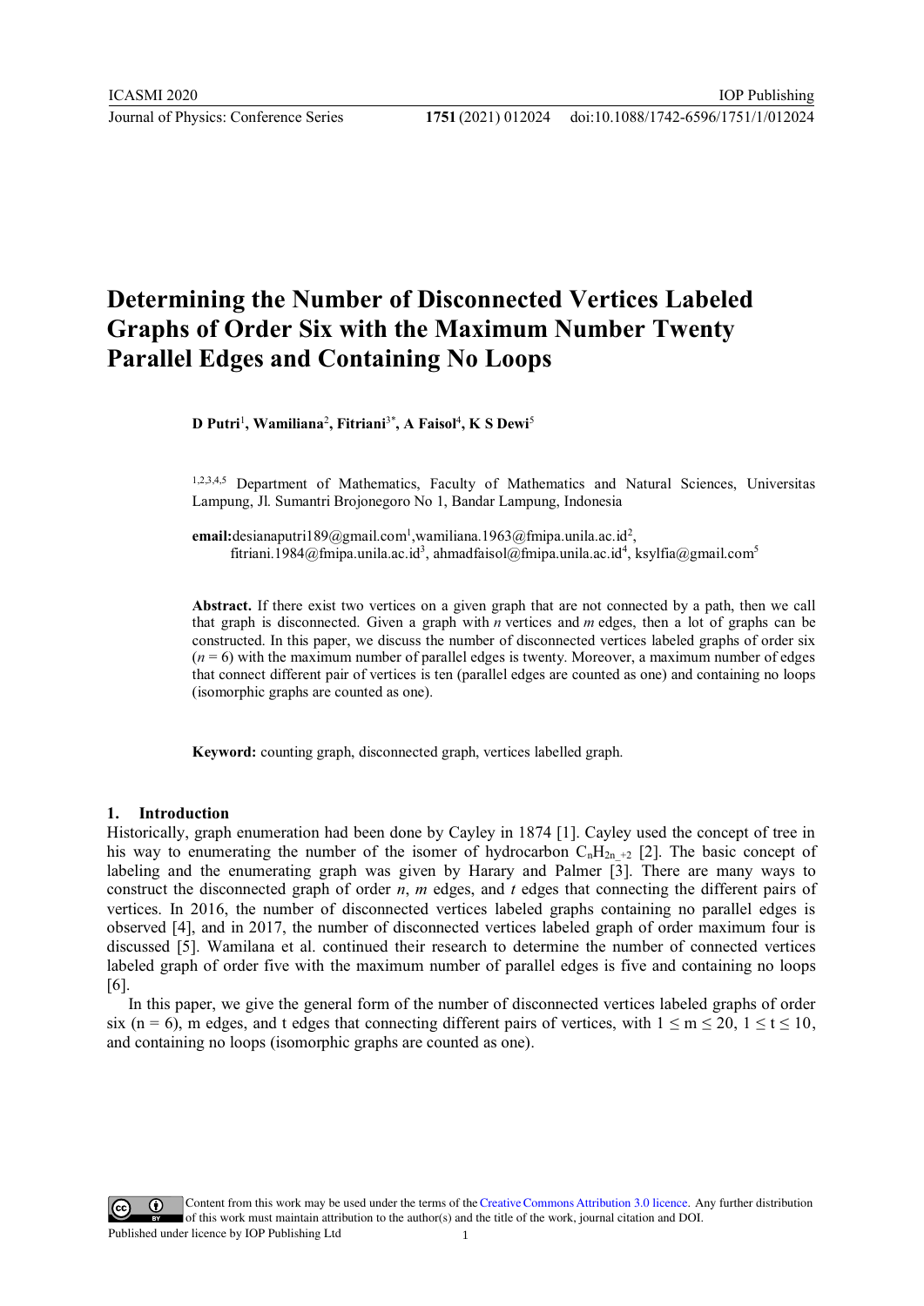# Determining the Number of Disconnected Vertices Labeled Graphs of Order Six with the Maximum Number Twenty Parallel Edges and Containing No Loops

**D Putri**[1], **Wamiliana**[2], **Fitriani**[3*], **A Faisol**[4], **K S Dewi**[5]

[1,2,3,4,5] Department of Mathematics, Faculty of Mathematics and Natural Sciences, Universitas Lampung, Jl. Sumantri Brojonegoro No 1, Bandar Lampung, Indonesia

**email:**desianaputri189@gmail.com[1],wamiliana.1963@fmipa.unila.ac.id[2], fitriani.1984@fmipa.unila.ac.id[3], ahmadfaisol@fmipa.unila.ac.id[4], ksylfia@gmail.com[5]

**Abstract.** If there exist two vertices on a given graph that are not connected by a path, then we call that graph is disconnected. Given a graph with *n* vertices and *m* edges, then a lot of graphs can be constructed. In this paper, we discuss the number of disconnected vertices labeled graphs of order six ($n = 6$) with the maximum number of parallel edges is twenty. Moreover, a maximum number of edges that connect different pair of vertices is ten (parallel edges are counted as one) and containing no loops (isomorphic graphs are counted as one).

**Keyword:** counting graph, disconnected graph, vertices labelled graph.

## 1. Introduction

Historically, graph enumeration had been done by Cayley in 1874 [1]. Cayley used the concept of tree in his way to enumerating the number of the isomer of hydrocarbon $C_nH_{2n\_+2}$ [2]. The basic concept of labeling and the enumerating graph was given by Harary and Palmer [3]. There are many ways to construct the disconnected graph of order *n*, *m* edges, and *t* edges that connecting the different pairs of vertices. In 2016, the number of disconnected vertices labeled graphs containing no parallel edges is observed [4], and in 2017, the number of disconnected vertices labeled graph of order maximum four is discussed [5]. Wamilana et al. continued their research to determine the number of connected vertices labeled graph of order five with the maximum number of parallel edges is five and containing no loops [6].

In this paper, we give the general form of the number of disconnected vertices labeled graphs of order six ($n = 6$), m edges, and t edges that connecting different pairs of vertices, with $1 \leq m \leq 20$, $1 \leq t \leq 10$, and containing no loops (isomorphic graphs are counted as one).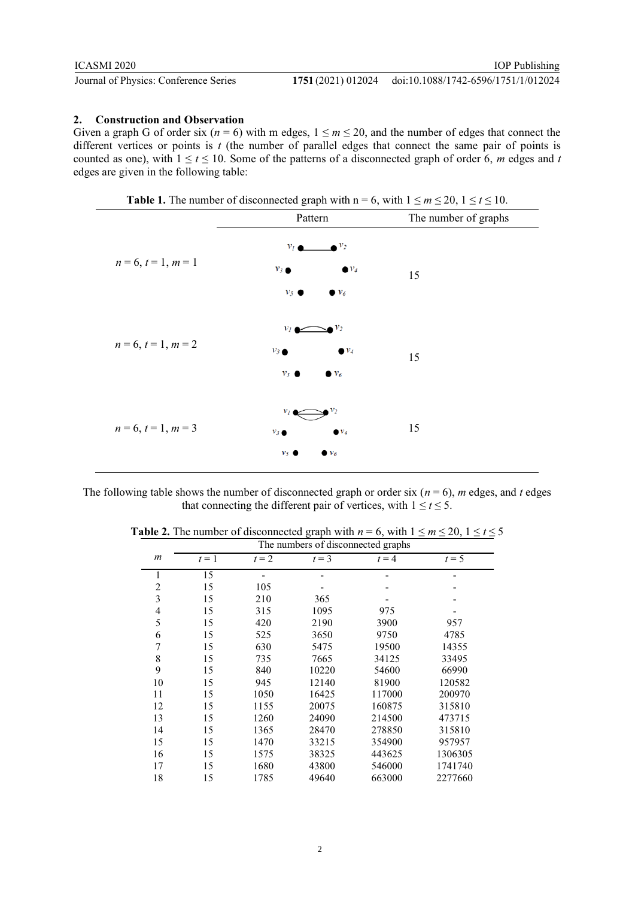## 2. Construction and Observation

Given a graph G of order six ($n = 6$) with m edges, $1 \leq m \leq 20$, and the number of edges that connect the different vertices or points is $t$ (the number of parallel edges that connect the same pair of points is counted as one), with $1 \leq t \leq 10$. Some of the patterns of a disconnected graph of order 6, $m$ edges and $t$ edges are given in the following table:

**Table 1.** The number of disconnected graph with n = 6, with $1 \leq m \leq 20$, $1 \leq t \leq 10$.

| | Pattern | The number of graphs |
|---|---|---|
| $n = 6$, $t = 1$, $m = 1$ | $v_1$, $v_2$, $v_3$, $v_4$, $v_5$, $v_6$ | 15 |
| $n = 6$, $t = 1$, $m = 2$ | $v_1$, $v_2$, $v_3$, $v_4$, $v_5$, $v_6$ | 15 |
| $n = 6$, $t = 1$, $m = 3$ | $v_1$, $v_2$, $v_3$, $v_4$, $v_5$, $v_6$ | 15 |

The following table shows the number of disconnected graph or order six ($n = 6$), $m$ edges, and $t$ edges that connecting the different pair of vertices, with $1 \leq t \leq 5$.

**Table 2.** The number of disconnected graph with $n = 6$, with $1 \leq m \leq 20$, $1 \leq t \leq 5$

| $m$ | The numbers of disconnected graphs | | | | |
|---|---|---|---|---|---|
| | $t = 1$ | $t = 2$ | $t = 3$ | $t = 4$ | $t = 5$ |
| 1 | 15 | - | - | - | - |
| 2 | 15 | 105 | - | - | - |
| 3 | 15 | 210 | 365 | - | - |
| 4 | 15 | 315 | 1095 | 975 | - |
| 5 | 15 | 420 | 2190 | 3900 | 957 |
| 6 | 15 | 525 | 3650 | 9750 | 4785 |
| 7 | 15 | 630 | 5475 | 19500 | 14355 |
| 8 | 15 | 735 | 7665 | 34125 | 33495 |
| 9 | 15 | 840 | 10220 | 54600 | 66990 |
| 10 | 15 | 945 | 12140 | 81900 | 120582 |
| 11 | 15 | 1050 | 16425 | 117000 | 200970 |
| 12 | 15 | 1155 | 20075 | 160875 | 315810 |
| 13 | 15 | 1260 | 24090 | 214500 | 473715 |
| 14 | 15 | 1365 | 28470 | 278850 | 315810 |
| 15 | 15 | 1470 | 33215 | 354900 | 957957 |
| 16 | 15 | 1575 | 38325 | 443625 | 1306305 |
| 17 | 15 | 1680 | 43800 | 546000 | 1741740 |
| 18 | 15 | 1785 | 49640 | 663000 | 2277660 |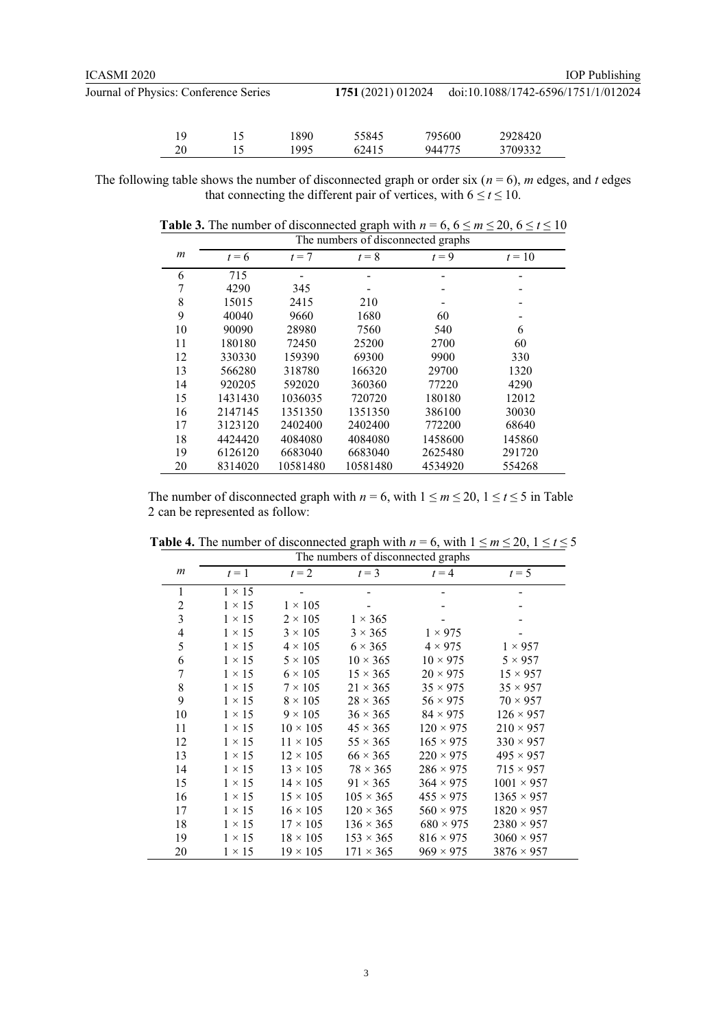| | | | | | |
|---|---|---|---|---|---|
| 19 | 15 | 1890 | 55845 | 795600 | 2928420 |
| 20 | 15 | 1995 | 62415 | 944775 | 3709332 |

The following table shows the number of disconnected graph or order six ($n = 6$), $m$ edges, and $t$ edges that connecting the different pair of vertices, with $6 \leq t \leq 10$.

**Table 3.** The number of disconnected graph with $n = 6$, $6 \leq m \leq 20$, $6 \leq t \leq 10$

| $m$ | The numbers of disconnected graphs | | | | |
|---|---|---|---|---|---|
| | $t = 6$ | $t = 7$ | $t = 8$ | $t = 9$ | $t = 10$ |
| 6 | 715 | - | - | - | - |
| 7 | 4290 | 345 | - | - | - |
| 8 | 15015 | 2415 | 210 | - | - |
| 9 | 40040 | 9660 | 1680 | 60 | - |
| 10 | 90090 | 28980 | 7560 | 540 | 6 |
| 11 | 180180 | 72450 | 25200 | 2700 | 60 |
| 12 | 330330 | 159390 | 69300 | 9900 | 330 |
| 13 | 566280 | 318780 | 166320 | 29700 | 1320 |
| 14 | 920205 | 592020 | 360360 | 77220 | 4290 |
| 15 | 1431430 | 1036035 | 720720 | 180180 | 12012 |
| 16 | 2147145 | 1351350 | 1351350 | 386100 | 30030 |
| 17 | 3123120 | 2402400 | 2402400 | 772200 | 68640 |
| 18 | 4424420 | 4084080 | 4084080 | 1458600 | 145860 |
| 19 | 6126120 | 6683040 | 6683040 | 2625480 | 291720 |
| 20 | 8314020 | 10581480 | 10581480 | 4534920 | 554268 |

The number of disconnected graph with $n = 6$, with $1 \leq m \leq 20$, $1 \leq t \leq 5$ in Table 2 can be represented as follow:

**Table 4.** The number of disconnected graph with $n = 6$, with $1 \leq m \leq 20$, $1 \leq t \leq 5$

| $m$ | The numbers of disconnected graphs | | | | |
|---|---|---|---|---|---|
| | $t = 1$ | $t = 2$ | $t = 3$ | $t = 4$ | $t = 5$ |
| 1 | $1 \times 15$ | - | - | - | - |
| 2 | $1 \times 15$ | $1 \times 105$ | - | - | - |
| 3 | $1 \times 15$ | $2 \times 105$ | $1 \times 365$ | - | - |
| 4 | $1 \times 15$ | $3 \times 105$ | $3 \times 365$ | $1 \times 975$ | - |
| 5 | $1 \times 15$ | $4 \times 105$ | $6 \times 365$ | $4 \times 975$ | $1 \times 957$ |
| 6 | $1 \times 15$ | $5 \times 105$ | $10 \times 365$ | $10 \times 975$ | $5 \times 957$ |
| 7 | $1 \times 15$ | $6 \times 105$ | $15 \times 365$ | $20 \times 975$ | $15 \times 957$ |
| 8 | $1 \times 15$ | $7 \times 105$ | $21 \times 365$ | $35 \times 975$ | $35 \times 957$ |
| 9 | $1 \times 15$ | $8 \times 105$ | $28 \times 365$ | $56 \times 975$ | $70 \times 957$ |
| 10 | $1 \times 15$ | $9 \times 105$ | $36 \times 365$ | $84 \times 975$ | $126 \times 957$ |
| 11 | $1 \times 15$ | $10 \times 105$ | $45 \times 365$ | $120 \times 975$ | $210 \times 957$ |
| 12 | $1 \times 15$ | $11 \times 105$ | $55 \times 365$ | $165 \times 975$ | $330 \times 957$ |
| 13 | $1 \times 15$ | $12 \times 105$ | $66 \times 365$ | $220 \times 975$ | $495 \times 957$ |
| 14 | $1 \times 15$ | $13 \times 105$ | $78 \times 365$ | $286 \times 975$ | $715 \times 957$ |
| 15 | $1 \times 15$ | $14 \times 105$ | $91 \times 365$ | $364 \times 975$ | $1001 \times 957$ |
| 16 | $1 \times 15$ | $15 \times 105$ | $105 \times 365$ | $455 \times 975$ | $1365 \times 957$ |
| 17 | $1 \times 15$ | $16 \times 105$ | $120 \times 365$ | $560 \times 975$ | $1820 \times 957$ |
| 18 | $1 \times 15$ | $17 \times 105$ | $136 \times 365$ | $680 \times 975$ | $2380 \times 957$ |
| 19 | $1 \times 15$ | $18 \times 105$ | $153 \times 365$ | $816 \times 975$ | $3060 \times 957$ |
| 20 | $1 \times 15$ | $19 \times 105$ | $171 \times 365$ | $969 \times 975$ | $3876 \times 957$ |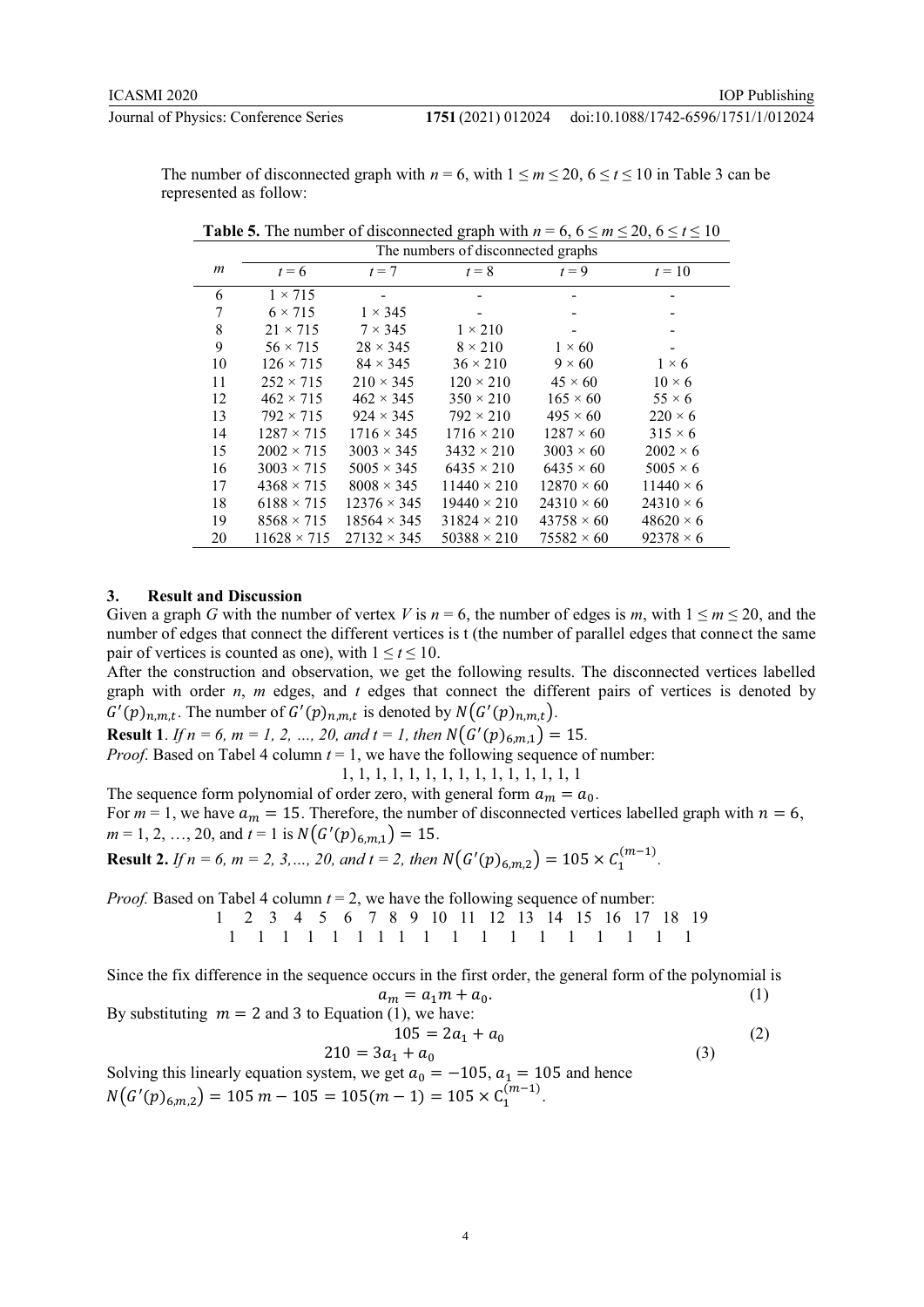The number of disconnected graph with $n = 6$, with $1 \leq m \leq 20$, $6 \leq t \leq 10$ in Table 3 can be represented as follow:

**Table 5.** The number of disconnected graph with $n = 6$, $6 \leq m \leq 20$, $6 \leq t \leq 10$

| $m$ | The numbers of disconnected graphs | | | | |
|---|---|---|---|---|---|
| | $t = 6$ | $t = 7$ | $t = 8$ | $t = 9$ | $t = 10$ |
| 6 | 1 × 715 | - | - | - | - |
| 7 | 6 × 715 | 1 × 345 | - | - | - |
| 8 | 21 × 715 | 7 × 345 | 1 × 210 | - | - |
| 9 | 56 × 715 | 28 × 345 | 8 × 210 | 1 × 60 | - |
| 10 | 126 × 715 | 84 × 345 | 36 × 210 | 9 × 60 | 1 × 6 |
| 11 | 252 × 715 | 210 × 345 | 120 × 210 | 45 × 60 | 10 × 6 |
| 12 | 462 × 715 | 462 × 345 | 350 × 210 | 165 × 60 | 55 × 6 |
| 13 | 792 × 715 | 924 × 345 | 792 × 210 | 495 × 60 | 220 × 6 |
| 14 | 1287 × 715 | 1716 × 345 | 1716 × 210 | 1287 × 60 | 315 × 6 |
| 15 | 2002 × 715 | 3003 × 345 | 3432 × 210 | 3003 × 60 | 2002 × 6 |
| 16 | 3003 × 715 | 5005 × 345 | 6435 × 210 | 6435 × 60 | 5005 × 6 |
| 17 | 4368 × 715 | 8008 × 345 | 11440 × 210 | 12870 × 60 | 11440 × 6 |
| 18 | 6188 × 715 | 12376 × 345 | 19440 × 210 | 24310 × 60 | 24310 × 6 |
| 19 | 8568 × 715 | 18564 × 345 | 31824 × 210 | 43758 × 60 | 48620 × 6 |
| 20 | 11628 × 715 | 27132 × 345 | 50388 × 210 | 75582 × 60 | 92378 × 6 |

## 3. Result and Discussion

Given a graph $G$ with the number of vertex $V$ is $n = 6$, the number of edges is $m$, with $1 \leq m \leq 20$, and the number of edges that connect the different vertices is t (the number of parallel edges that connect the same pair of vertices is counted as one), with $1 \leq t \leq 10$.

After the construction and observation, we get the following results. The disconnected vertices labelled graph with order $n$, $m$ edges, and $t$ edges that connect the different pairs of vertices is denoted by $G'(p)_{n,m,t}$. The number of $G'(p)_{n,m,t}$ is denoted by $N(G'(p)_{n,m,t})$.

**Result 1**. *If $n = 6$, $m = 1, 2, \ldots, 20$, and $t = 1$, then* $N(G'(p)_{6,m,1}) = 15$.

*Proof.* Based on Tabel 4 column $t = 1$, we have the following sequence of number:

1, 1, 1, 1, 1, 1, 1, 1, 1, 1, 1, 1, 1, 1, 1

The sequence form polynomial of order zero, with general form $a_m = a_0$.

For $m = 1$, we have $a_m = 15$. Therefore, the number of disconnected vertices labelled graph with $n = 6$, $m = 1, 2, \ldots, 20$, and $t = 1$ is $N(G'(p)_{6,m,1}) = 15$.

**Result 2.** *If $n = 6$, $m = 2, 3, \ldots, 20$, and $t = 2$, then* $N(G'(p)_{6,m,2}) = 105 \times C_1^{(m-1)}$.

*Proof.* Based on Tabel 4 column $t = 2$, we have the following sequence of number:

| | | | | | | | | | | | | | | | | | | |
|---|---|---|---|---|---|---|---|---|---|---|---|---|---|---|---|---|---|---|
| 1 | 2 | 3 | 4 | 5 | 6 | 7 | 8 | 9 | 10 | 11 | 12 | 13 | 14 | 15 | 16 | 17 | 18 | 19 |
| 1 | 1 | 1 | 1 | 1 | 1 | 1 | 1 | 1 | 1 | 1 | 1 | 1 | 1 | 1 | 1 | 1 | 1 | |

Since the fix difference in the sequence occurs in the first order, the general form of the polynomial is

$$a_m = a_1 m + a_0. \tag{1}$$

By substituting $m = 2$ and 3 to Equation (1), we have:

$$105 = 2a_1 + a_0 \tag{2}$$

$$210 = 3a_1 + a_0 \tag{3}$$

Solving this linearly equation system, we get $a_0 = -105$, $a_1 = 105$ and hence $N(G'(p)_{6,m,2}) = 105\,m - 105 = 105(m-1) = 105 \times C_1^{(m-1)}$.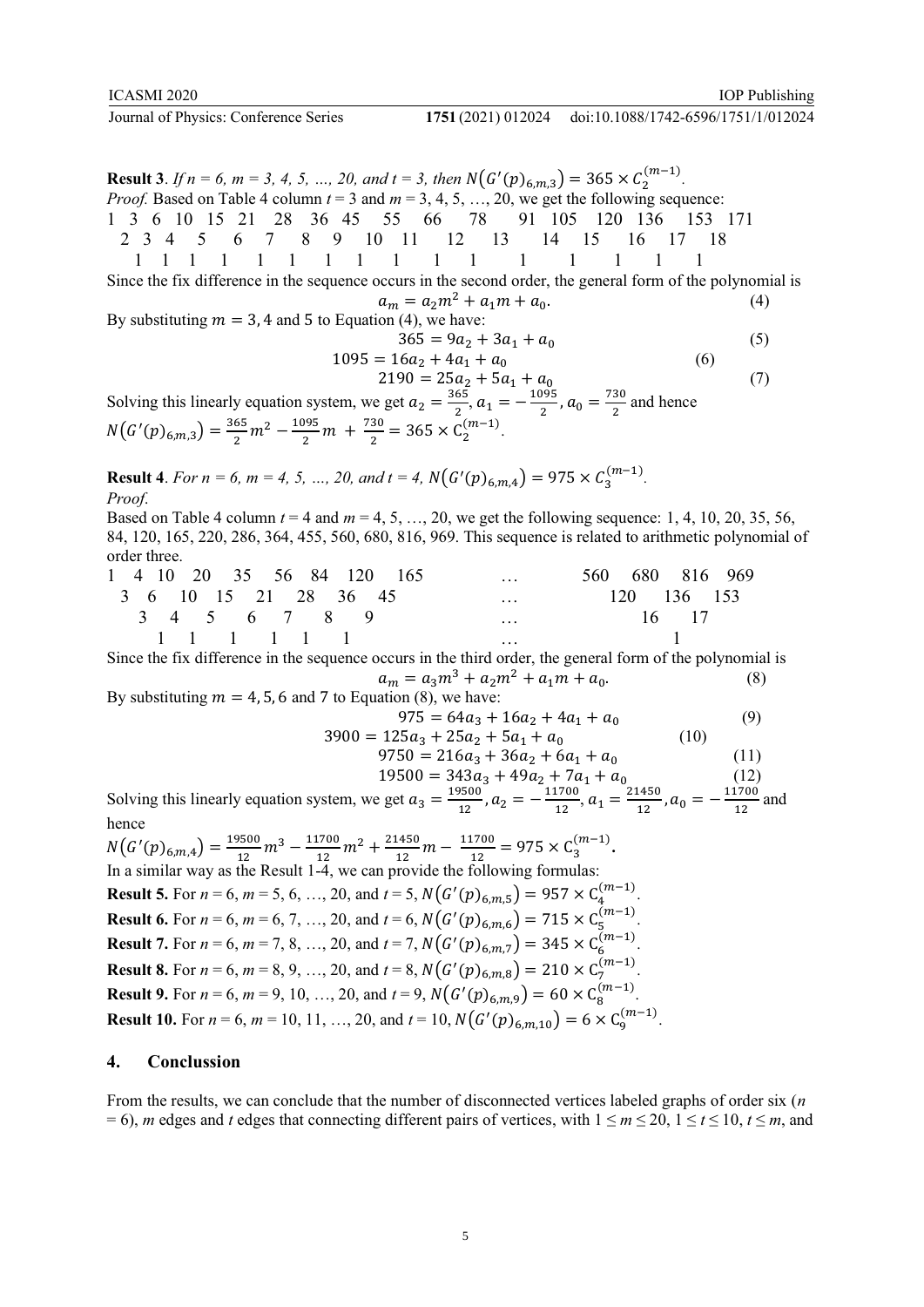**Result 3**. *If n = 6, m = 3, 4, 5, …, 20, and t = 3, then* $N\big(G'(p)_{6,m,3}\big) = 365 \times C_2^{(m-1)}$.

*Proof.* Based on Table 4 column $t = 3$ and $m = 3, 4, 5, \ldots, 20$, we get the following sequence:

1 3 6 10 15 21 28 36 45 55 66 78 91 105 120 136 153 171

2 3 4 5 6 7 8 9 10 11 12 13 14 15 16 17 18

1 1 1 1 1 1 1 1 1 1 1 1 1 1 1 1

Since the fix difference in the sequence occurs in the second order, the general form of the polynomial is

$$a_m = a_2 m^2 + a_1 m + a_0. \tag{4}$$

By substituting $m = 3, 4$ and $5$ to Equation (4), we have:

$$365 = 9a_2 + 3a_1 + a_0 \tag{5}$$

$$1095 = 16a_2 + 4a_1 + a_0 \tag{6}$$

$$2190 = 25a_2 + 5a_1 + a_0 \tag{7}$$

Solving this linearly equation system, we get $a_2 = \frac{365}{2}, a_1 = -\frac{1095}{2}, a_0 = \frac{730}{2}$ and hence $N\big(G'(p)_{6,m,3}\big) = \frac{365}{2}m^2 - \frac{1095}{2}m + \frac{730}{2} = 365 \times C_2^{(m-1)}$.

**Result 4**. *For n = 6, m = 4, 5, …, 20, and t = 4,* $N\big(G'(p)_{6,m,4}\big) = 975 \times C_3^{(m-1)}$.

*Proof.*

Based on Table 4 column $t = 4$ and $m = 4, 5, \ldots, 20$, we get the following sequence: 1, 4, 10, 20, 35, 56, 84, 120, 165, 220, 286, 364, 455, 560, 680, 816, 969. This sequence is related to arithmetic polynomial of order three.

1 4 10 20 35 56 84 120 165 … 560 680 816 969

3 6 10 15 21 28 36 45 … 120 136 153

3 4 5 6 7 8 9 … 16 17

1 1 1 1 1 1 … 1

Since the fix difference in the sequence occurs in the third order, the general form of the polynomial is

$$a_m = a_3 m^3 + a_2 m^2 + a_1 m + a_0. \tag{8}$$

By substituting $m = 4, 5, 6$ and $7$ to Equation (8), we have:

$$975 = 64a_3 + 16a_2 + 4a_1 + a_0 \tag{9}$$

$$3900 = 125a_3 + 25a_2 + 5a_1 + a_0 \tag{10}$$

$$9750 = 216a_3 + 36a_2 + 6a_1 + a_0 \tag{11}$$

$$19500 = 343a_3 + 49a_2 + 7a_1 + a_0 \tag{12}$$

Solving this linearly equation system, we get $a_3 = \frac{19500}{12}, a_2 = -\frac{11700}{12}, a_1 = \frac{21450}{12}, a_0 = -\frac{11700}{12}$ and hence

$N\big(G'(p)_{6,m,4}\big) = \frac{19500}{12}m^3 - \frac{11700}{12}m^2 + \frac{21450}{12}m - \frac{11700}{12} = 975 \times C_3^{(m-1)}$.

In a similar way as the Result 1-4, we can provide the following formulas:

**Result 5.** For $n = 6$, $m = 5, 6, \ldots, 20$, and $t = 5$, $N\big(G'(p)_{6,m,5}\big) = 957 \times C_4^{(m-1)}$.

**Result 6.** For $n = 6$, $m = 6, 7, \ldots, 20$, and $t = 6$, $N\big(G'(p)_{6,m,6}\big) = 715 \times C_5^{(m-1)}$.

**Result 7.** For $n = 6$, $m = 7, 8, \ldots, 20$, and $t = 7$, $N\big(G'(p)_{6,m,7}\big) = 345 \times C_6^{(m-1)}$.

**Result 8.** For $n = 6$, $m = 8, 9, \ldots, 20$, and $t = 8$, $N\big(G'(p)_{6,m,8}\big) = 210 \times C_7^{(m-1)}$.

**Result 9.** For $n = 6$, $m = 9, 10, \ldots, 20$, and $t = 9$, $N\big(G'(p)_{6,m,9}\big) = 60 \times C_8^{(m-1)}$.

**Result 10.** For $n = 6$, $m = 10, 11, \ldots, 20$, and $t = 10$, $N\big(G'(p)_{6,m,10}\big) = 6 \times C_9^{(m-1)}$.

## 4. Conclussion

From the results, we can conclude that the number of disconnected vertices labeled graphs of order six ($n = 6$), $m$ edges and $t$ edges that connecting different pairs of vertices, with $1 \le m \le 20$, $1 \le t \le 10$, $t \le m$, and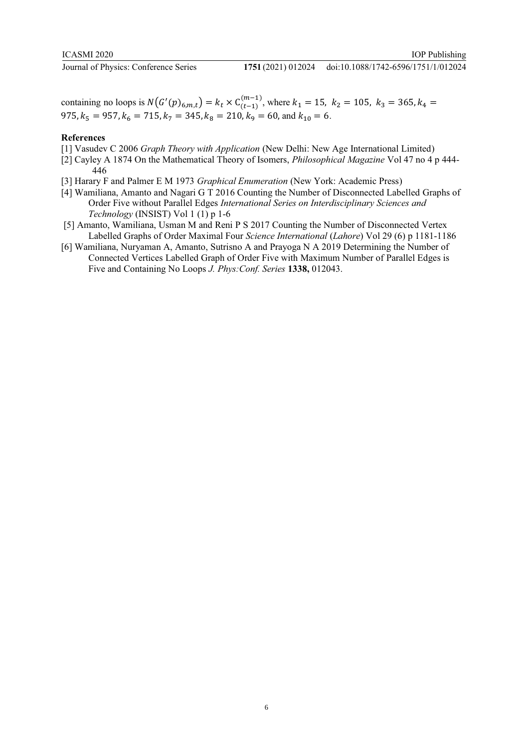containing no loops is $N\left(G'(p)_{6,m,t}\right) = k_t \times C_{(t-1)}^{(m-1)}$, where $k_1 = 15$, $k_2 = 105$, $k_3 = 365$, $k_4 = 975$, $k_5 = 957$, $k_6 = 715$, $k_7 = 345$, $k_8 = 210$, $k_9 = 60$, and $k_{10} = 6$.

**References**

[1] Vasudev C 2006 *Graph Theory with Application* (New Delhi: New Age International Limited)

[2] Cayley A 1874 On the Mathematical Theory of Isomers, *Philosophical Magazine* Vol 47 no 4 p 444-446

[3] Harary F and Palmer E M 1973 *Graphical Enumeration* (New York: Academic Press)

[4] Wamiliana, Amanto and Nagari G T 2016 Counting the Number of Disconnected Labelled Graphs of Order Five without Parallel Edges *International Series on Interdisciplinary Sciences and Technology* (INSIST) Vol 1 (1) p 1-6

[5] Amanto, Wamiliana, Usman M and Reni P S 2017 Counting the Number of Disconnected Vertex Labelled Graphs of Order Maximal Four *Science International* (*Lahore*) Vol 29 (6) p 1181-1186

[6] Wamiliana, Nuryaman A, Amanto, Sutrisno A and Prayoga N A 2019 Determining the Number of Connected Vertices Labelled Graph of Order Five with Maximum Number of Parallel Edges is Five and Containing No Loops *J. Phys:Conf. Series* **1338,** 012043.